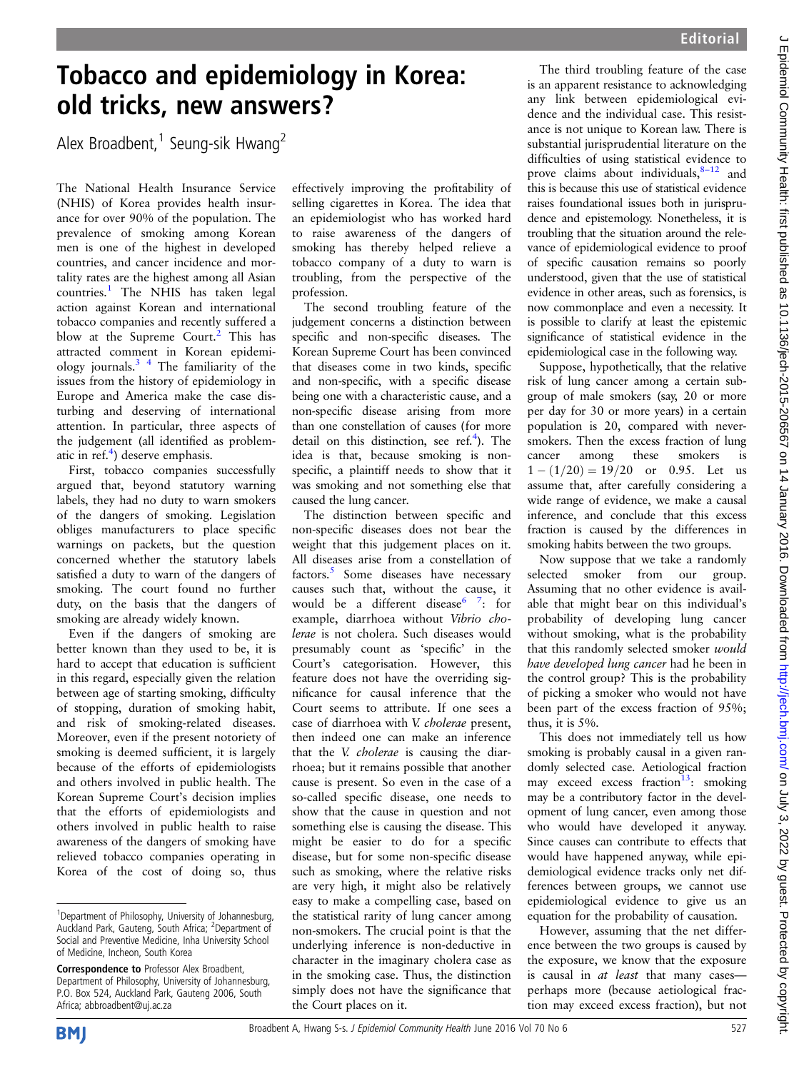# Tobacco and epidemiology in Korea: old tricks, new answers?

Alex Broadbent,[1] Seung-sik Hwang[2]

The National Health Insurance Service (NHIS) of Korea provides health insurance for over 90% of the population. The prevalence of smoking among Korean men is one of the highest in developed countries, and cancer incidence and mortality rates are the highest among all Asian countries.[1] The NHIS has taken legal action against Korean and international tobacco companies and recently suffered a blow at the Supreme Court.[2] This has attracted comment in Korean epidemiology journals.[3 4] The familiarity of the issues from the history of epidemiology in Europe and America make the case disturbing and deserving of international attention. In particular, three aspects of the judgement (all identified as problematic in ref.[4]) deserve emphasis.

First, tobacco companies successfully argued that, beyond statutory warning labels, they had no duty to warn smokers of the dangers of smoking. Legislation obliges manufacturers to place specific warnings on packets, but the question concerned whether the statutory labels satisfied a duty to warn of the dangers of smoking. The court found no further duty, on the basis that the dangers of smoking are already widely known.

Even if the dangers of smoking are better known than they used to be, it is hard to accept that education is sufficient in this regard, especially given the relation between age of starting smoking, difficulty of stopping, duration of smoking habit, and risk of smoking-related diseases. Moreover, even if the present notoriety of smoking is deemed sufficient, it is largely because of the efforts of epidemiologists and others involved in public health. The Korean Supreme Court's decision implies that the efforts of epidemiologists and others involved in public health to raise awareness of the dangers of smoking have relieved tobacco companies operating in Korea of the cost of doing so, thus effectively improving the profitability of selling cigarettes in Korea. The idea that an epidemiologist who has worked hard to raise awareness of the dangers of smoking has thereby helped relieve a tobacco company of a duty to warn is troubling, from the perspective of the profession.

The second troubling feature of the judgement concerns a distinction between specific and non-specific diseases. The Korean Supreme Court has been convinced that diseases come in two kinds, specific and non-specific, with a specific disease being one with a characteristic cause, and a non-specific disease arising from more than one constellation of causes (for more detail on this distinction, see ref.[4]). The idea is that, because smoking is non-specific, a plaintiff needs to show that it was smoking and not something else that caused the lung cancer.

The distinction between specific and non-specific diseases does not bear the weight that this judgement places on it. All diseases arise from a constellation of factors.[5] Some diseases have necessary causes such that, without the cause, it would be a different disease[6 7]: for example, diarrhoea without *Vibrio cholerae* is not cholera. Such diseases would presumably count as 'specific' in the Court's categorisation. However, this feature does not have the overriding significance for causal inference that the Court seems to attribute. If one sees a case of diarrhoea with *V. cholerae* present, then indeed one can make an inference that the *V. cholerae* is causing the diarrhoea; but it remains possible that another cause is present. So even in the case of a so-called specific disease, one needs to show that the cause in question and not something else is causing the disease. This might be easier to do for a specific disease, but for some non-specific disease such as smoking, where the relative risks are very high, it might also be relatively easy to make a compelling case, based on the statistical rarity of lung cancer among non-smokers. The crucial point is that the underlying inference is non-deductive in character in the imaginary cholera case as in the smoking case. Thus, the distinction simply does not have the significance that the Court places on it.

The third troubling feature of the case is an apparent resistance to acknowledging any link between epidemiological evidence and the individual case. This resistance is not unique to Korean law. There is substantial jurisprudential literature on the difficulties of using statistical evidence to prove claims about individuals,[8–12] and this is because this use of statistical evidence raises foundational issues both in jurisprudence and epistemology. Nonetheless, it is troubling that the situation around the relevance of epidemiological evidence to proof of specific causation remains so poorly understood, given that the use of statistical evidence in other areas, such as forensics, is now commonplace and even a necessity. It is possible to clarify at least the epistemic significance of statistical evidence in the epidemiological case in the following way.

Suppose, hypothetically, that the relative risk of lung cancer among a certain subgroup of male smokers (say, 20 or more per day for 30 or more years) in a certain population is 20, compared with never-smokers. Then the excess fraction of lung cancer among these smokers is $1-(1/20)=19/20$ or 0.95. Let us assume that, after carefully considering a wide range of evidence, we make a causal inference, and conclude that this excess fraction is caused by the differences in smoking habits between the two groups.

Now suppose that we take a randomly selected smoker from our group. Assuming that no other evidence is available that might bear on this individual's probability of developing lung cancer without smoking, what is the probability that this randomly selected smoker *would have developed lung cancer* had he been in the control group? This is the probability of picking a smoker who would not have been part of the excess fraction of 95%; thus, it is 5%.

This does not immediately tell us how smoking is probably causal in a given randomly selected case. Aetiological fraction may exceed excess fraction[13]: smoking may be a contributory factor in the development of lung cancer, even among those who would have developed it anyway. Since causes can contribute to effects that would have happened anyway, while epidemiological evidence tracks only net differences between groups, we cannot use epidemiological evidence to give us an equation for the probability of causation.

However, assuming that the net difference between the two groups is caused by the exposure, we know that the exposure is causal in *at least* that many cases—perhaps more (because aetiological fraction may exceed excess fraction), but not

---

[1]Department of Philosophy, University of Johannesburg, Auckland Park, Gauteng, South Africa; [2]Department of Social and Preventive Medicine, Inha University School of Medicine, Incheon, South Korea

**Correspondence to** Professor Alex Broadbent, Department of Philosophy, University of Johannesburg, P.O. Box 524, Auckland Park, Gauteng 2006, South Africa; abbroadbent@uj.ac.za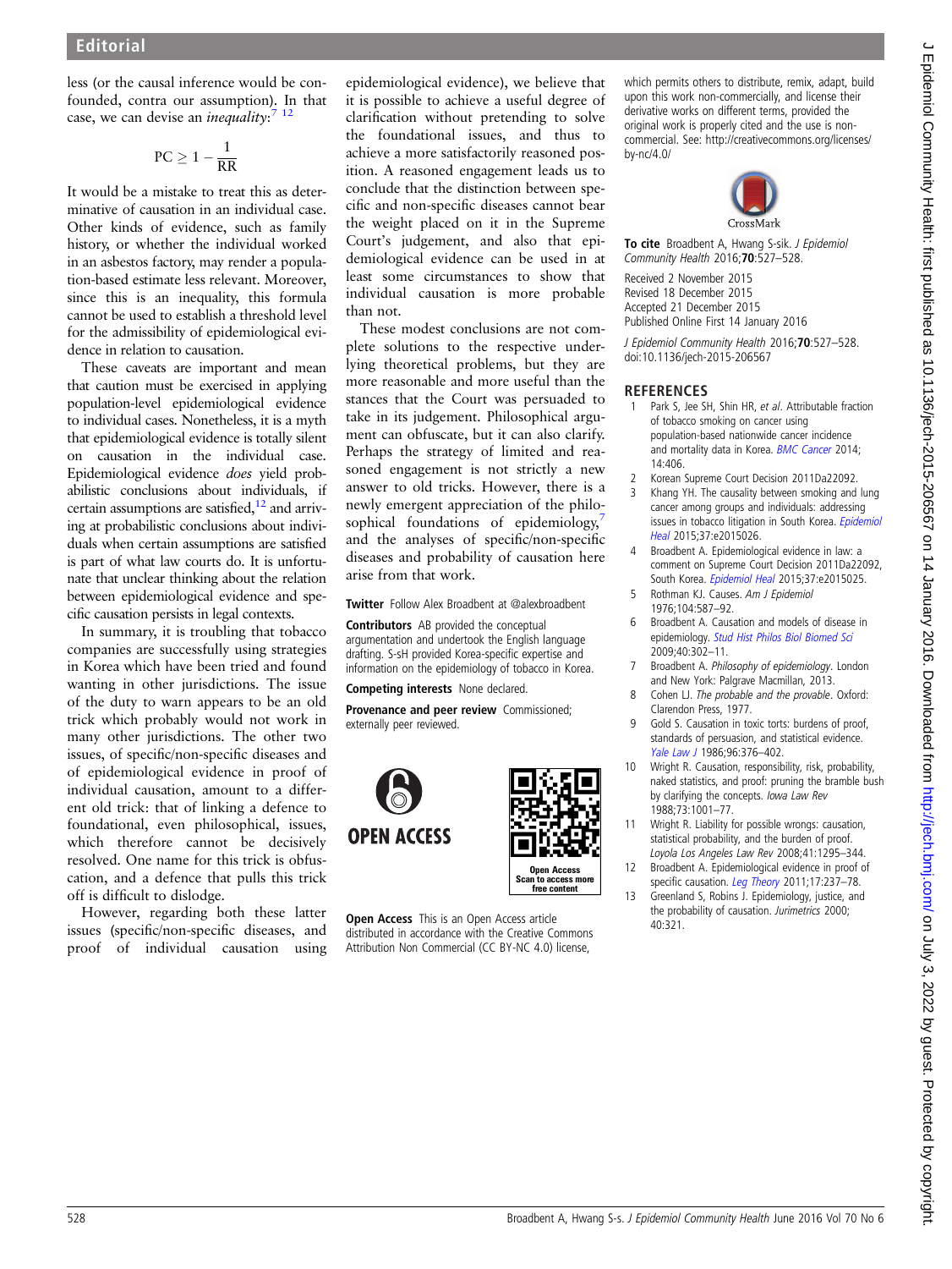less (or the causal inference would be confounded, contra our assumption). In that case, we can devise an *inequality*:[7 12]

$$PC \geq 1 - \frac{1}{RR}$$

It would be a mistake to treat this as determinative of causation in an individual case. Other kinds of evidence, such as family history, or whether the individual worked in an asbestos factory, may render a population-based estimate less relevant. Moreover, since this is an inequality, this formula cannot be used to establish a threshold level for the admissibility of epidemiological evidence in relation to causation.

These caveats are important and mean that caution must be exercised in applying population-level epidemiological evidence to individual cases. Nonetheless, it is a myth that epidemiological evidence is totally silent on causation in the individual case. Epidemiological evidence *does* yield probabilistic conclusions about individuals, if certain assumptions are satisfied,[12] and arriving at probabilistic conclusions about individuals when certain assumptions are satisfied is part of what law courts do. It is unfortunate that unclear thinking about the relation between epidemiological evidence and specific causation persists in legal contexts.

In summary, it is troubling that tobacco companies are successfully using strategies in Korea which have been tried and found wanting in other jurisdictions. The issue of the duty to warn appears to be an old trick which probably would not work in many other jurisdictions. The other two issues, of specific/non-specific diseases and of epidemiological evidence in proof of individual causation, amount to a different old trick: that of linking a defence to foundational, even philosophical, issues, which therefore cannot be decisively resolved. One name for this trick is obfuscation, and a defence that pulls this trick off is difficult to dislodge.

However, regarding both these latter issues (specific/non-specific diseases, and proof of individual causation using epidemiological evidence), we believe that it is possible to achieve a useful degree of clarification without pretending to solve the foundational issues, and thus to achieve a more satisfactorily reasoned position. A reasoned engagement leads us to conclude that the distinction between specific and non-specific diseases cannot bear the weight placed on it in the Supreme Court's judgement, and also that epidemiological evidence can be used in at least some circumstances to show that individual causation is more probable than not.

These modest conclusions are not complete solutions to the respective underlying theoretical problems, but they are more reasonable and more useful than the stances that the Court was persuaded to take in its judgement. Philosophical argument can obfuscate, but it can also clarify. Perhaps the strategy of limited and reasoned engagement is not strictly a new answer to old tricks. However, there is a newly emergent appreciation of the philosophical foundations of epidemiology,[7] and the analyses of specific/non-specific diseases and probability of causation here arise from that work.

**Twitter** Follow Alex Broadbent at @alexbroadbent

**Contributors** AB provided the conceptual argumentation and undertook the English language drafting. S-sH provided Korea-specific expertise and information on the epidemiology of tobacco in Korea.

**Competing interests** None declared.

**Provenance and peer review** Commissioned; externally peer reviewed.

OPEN ACCESS

**Open Access** This is an Open Access article distributed in accordance with the Creative Commons Attribution Non Commercial (CC BY-NC 4.0) license, which permits others to distribute, remix, adapt, build upon this work non-commercially, and license their derivative works on different terms, provided the original work is properly cited and the use is non-commercial. See: http://creativecommons.org/licenses/by-nc/4.0/

**To cite** Broadbent A, Hwang S-sik. *J Epidemiol Community Health* 2016;**70**:527–528.

Received 2 November 2015
Revised 18 December 2015
Accepted 21 December 2015
Published Online First 14 January 2016

*J Epidemiol Community Health* 2016;**70**:527–528. doi:10.1136/jech-2015-206567

## REFERENCES

1. Park S, Jee SH, Shin HR, *et al*. Attributable fraction of tobacco smoking on cancer using population-based nationwide cancer incidence and mortality data in Korea. *BMC Cancer* 2014;14:406.
2. Korean Supreme Court Decision 2011Da22092.
3. Khang YH. The causality between smoking and lung cancer among groups and individuals: addressing issues in tobacco litigation in South Korea. *Epidemiol Heal* 2015;37:e2015026.
4. Broadbent A. Epidemiological evidence in law: a comment on Supreme Court Decision 2011Da22092, South Korea. *Epidemiol Heal* 2015;37:e2015025.
5. Rothman KJ. Causes. *Am J Epidemiol* 1976;104:587–92.
6. Broadbent A. Causation and models of disease in epidemiology. *Stud Hist Philos Biol Biomed Sci* 2009;40:302–11.
7. Broadbent A. *Philosophy of epidemiology*. London and New York: Palgrave Macmillan, 2013.
8. Cohen LJ. *The probable and the provable*. Oxford: Clarendon Press, 1977.
9. Gold S. Causation in toxic torts: burdens of proof, standards of persuasion, and statistical evidence. *Yale Law J* 1986;96:376–402.
10. Wright R. Causation, responsibility, risk, probability, naked statistics, and proof: pruning the bramble bush by clarifying the concepts. *Iowa Law Rev* 1988;73:1001–77.
11. Wright R. Liability for possible wrongs: causation, statistical probability, and the burden of proof. *Loyola Los Angeles Law Rev* 2008;41:1295–344.
12. Broadbent A. Epidemiological evidence in proof of specific causation. *Leg Theory* 2011;17:237–78.
13. Greenland S, Robins J. Epidemiology, justice, and the probability of causation. *Jurimetrics* 2000; 40:321.